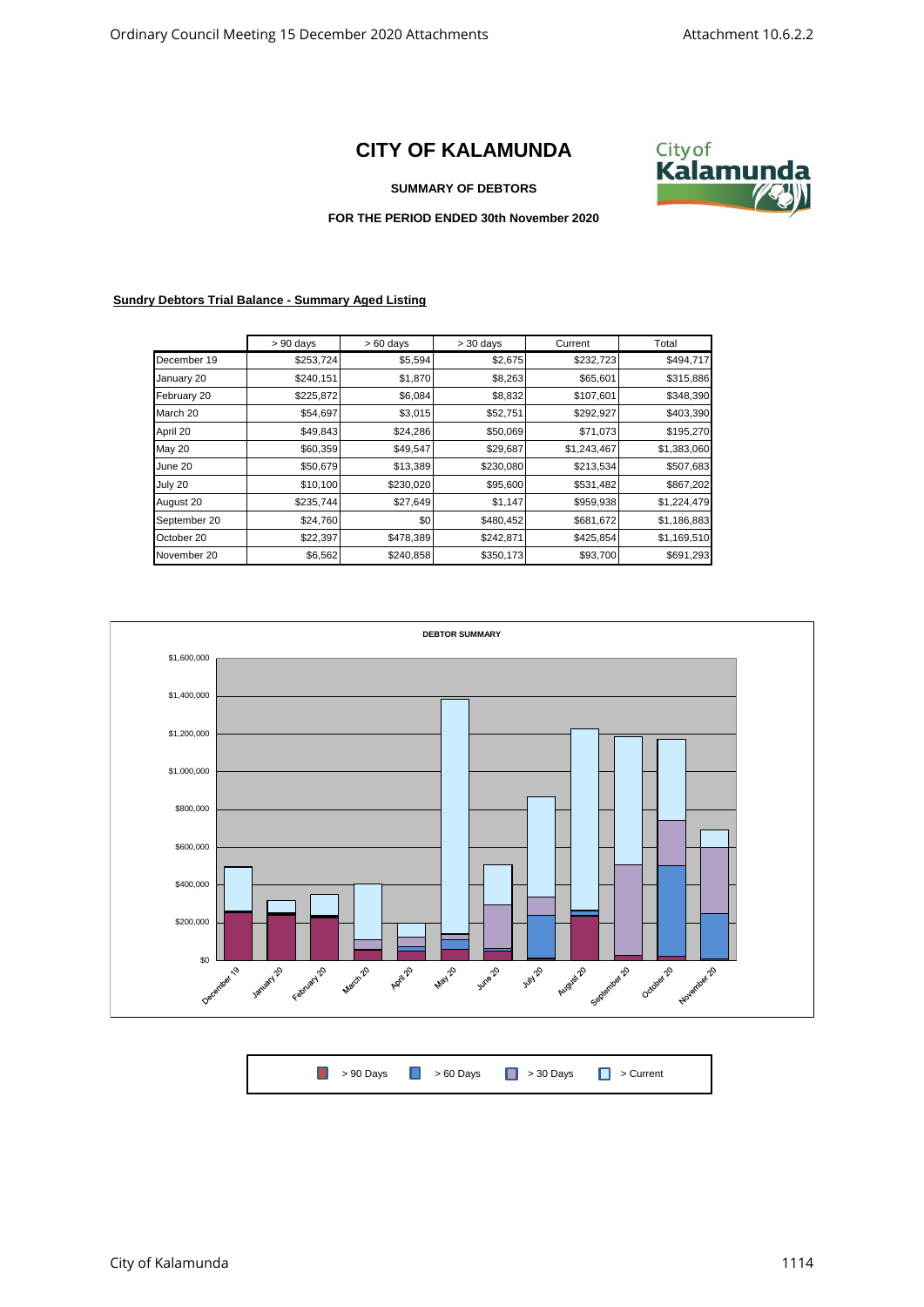# CITY OF KALAMUNDA

**SUMMARY OF DEBTORS**

**FOR THE PERIOD ENDED 30th November 2020**

**Sundry Debtors Trial Balance - Summary Aged Listing**

| | > 90 days | > 60 days | > 30 days | Current | Total |
|---|---|---|---|---|---|
| December 19 | $253,724 | $5,594 | $2,675 | $232,723 | $494,717 |
| January 20 | $240,151 | $1,870 | $8,263 | $65,601 | $315,886 |
| February 20 | $225,872 | $6,084 | $8,832 | $107,601 | $348,390 |
| March 20 | $54,697 | $3,015 | $52,751 | $292,927 | $403,390 |
| April 20 | $49,843 | $24,286 | $50,069 | $71,073 | $195,270 |
| May 20 | $60,359 | $49,547 | $29,687 | $1,243,467 | $1,383,060 |
| June 20 | $50,679 | $13,389 | $230,080 | $213,534 | $507,683 |
| July 20 | $10,100 | $230,020 | $95,600 | $531,482 | $867,202 |
| August 20 | $235,744 | $27,649 | $1,147 | $959,938 | $1,224,479 |
| September 20 | $24,760 | $0 | $480,452 | $681,672 | $1,186,883 |
| October 20 | $22,397 | $478,389 | $242,871 | $425,854 | $1,169,510 |
| November 20 | $6,562 | $240,858 | $350,173 | $93,700 | $691,293 |

**DEBTOR SUMMARY**

> 90 Days | > 60 Days | > 30 Days | > Current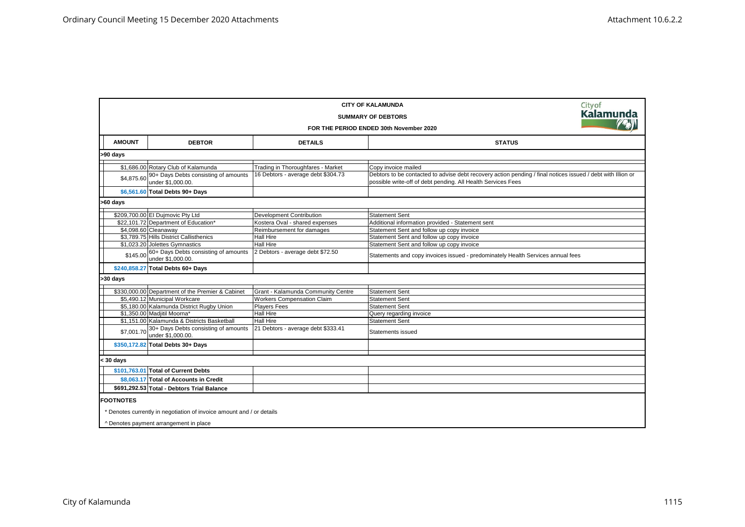# CITY OF KALAMUNDA

## SUMMARY OF DEBTORS

### FOR THE PERIOD ENDED 30th November 2020

| AMOUNT | DEBTOR | DETAILS | STATUS |
|---|---|---|---|
| **>90 days** | | | |
| $1,686.00 | Rotary Club of Kalamunda | Trading in Thoroughfares - Market | Copy invoice mailed |
| $4,875.60 | 90+ Days Debts consisting of amounts under $1,000.00. | 16 Debtors - average debt $304.73 | Debtors to be contacted to advise debt recovery action pending / final notices issued / debt with Illion or possible write-off of debt pending. All Health Services Fees |
| **$6,561.60** | **Total Debts 90+ Days** | | |
| **>60 days** | | | |
| $209,700.00 | El Dujmovic Pty Ltd | Development Contribution | Statement Sent |
| $22,101.72 | Department of Education* | Kostera Oval - shared expenses | Additional information provided - Statement sent |
| $4,098.60 | Cleanaway | Reimbursement for damages | Statement Sent and follow up copy invoice |
| $3,789.75 | Hills District Callisthenics | Hall Hire | Statement Sent and follow up copy invoice |
| $1,023.20 | Jolettes Gymnastics | Hall Hire | Statement Sent and follow up copy invoice |
| $145.00 | 60+ Days Debts consisting of amounts under $1,000.00. | 2 Debtors - average debt $72.50 | Statements and copy invoices issued - predominately Health Services annual fees |
| **$240,858.27** | **Total Debts 60+ Days** | | |
| **>30 days** | | | |
| $330,000.00 | Department of the Premier & Cabinet | Grant - Kalamunda Community Centre | Statement Sent |
| $5,490.12 | Municipal Workcare | Workers Compensation Claim | Statement Sent |
| $5,180.00 | Kalamunda District Rugby Union | Players Fees | Statement Sent |
| $1,350.00 | Madjitil Moorna* | Hall Hire | Query regarding invoice |
| $1,151.00 | Kalamunda & Districts Basketball | Hall Hire | Statement Sent |
| $7,001.70 | 30+ Days Debts consisting of amounts under $1,000.00. | 21 Debtors - average debt $333.41 | Statements issued |
| **$350,172.82** | **Total Debts 30+ Days** | | |
| **< 30 days** | | | |
| **$101,763.01** | **Total of Current Debts** | | |
| **$8,063.17** | **Total of Accounts in Credit** | | |
| **$691,292.53** | **Total - Debtors Trial Balance** | | |

**FOOTNOTES**

\* Denotes currently in negotiation of invoice amount and / or details

^ Denotes payment arrangement in place